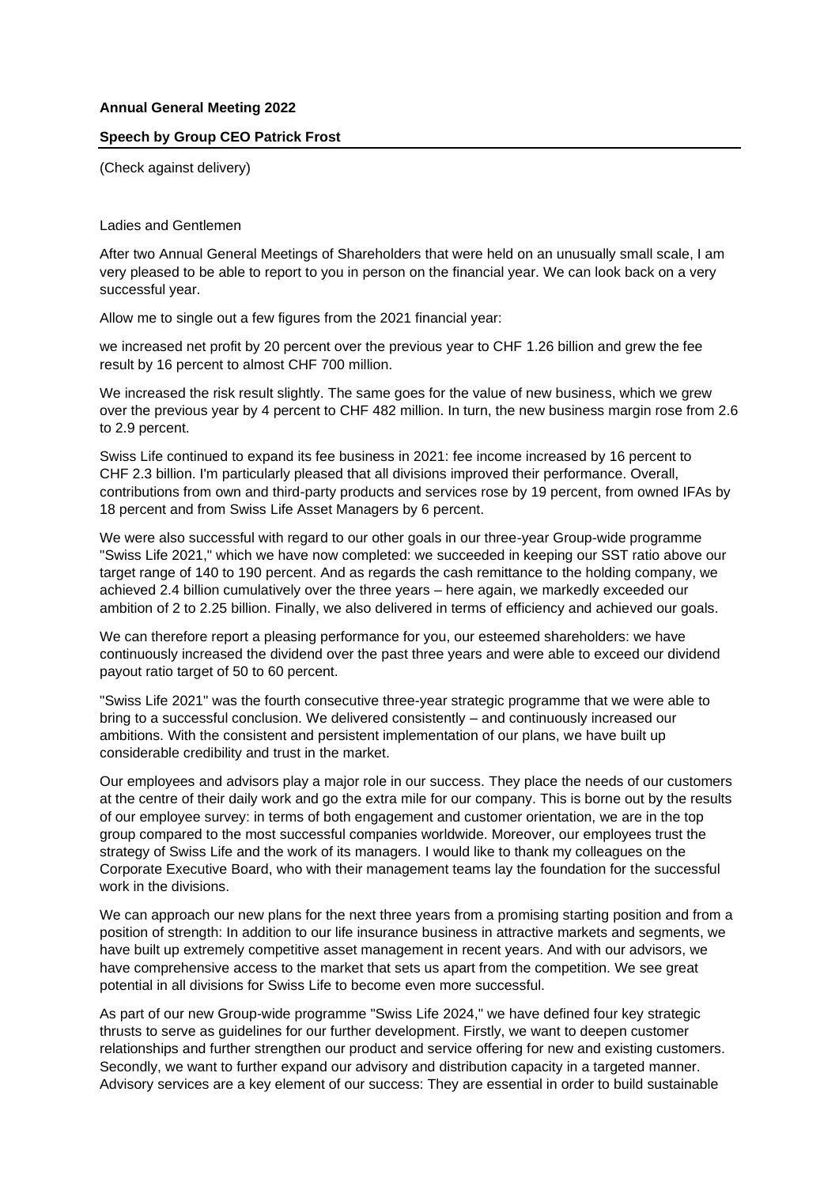**Annual General Meeting 2022**

**Speech by Group CEO Patrick Frost**

(Check against delivery)

Ladies and Gentlemen

After two Annual General Meetings of Shareholders that were held on an unusually small scale, I am very pleased to be able to report to you in person on the financial year. We can look back on a very successful year.

Allow me to single out a few figures from the 2021 financial year:

we increased net profit by 20 percent over the previous year to CHF 1.26 billion and grew the fee result by 16 percent to almost CHF 700 million.

We increased the risk result slightly. The same goes for the value of new business, which we grew over the previous year by 4 percent to CHF 482 million. In turn, the new business margin rose from 2.6 to 2.9 percent.

Swiss Life continued to expand its fee business in 2021: fee income increased by 16 percent to CHF 2.3 billion. I'm particularly pleased that all divisions improved their performance. Overall, contributions from own and third-party products and services rose by 19 percent, from owned IFAs by 18 percent and from Swiss Life Asset Managers by 6 percent.

We were also successful with regard to our other goals in our three-year Group-wide programme "Swiss Life 2021," which we have now completed: we succeeded in keeping our SST ratio above our target range of 140 to 190 percent. And as regards the cash remittance to the holding company, we achieved 2.4 billion cumulatively over the three years – here again, we markedly exceeded our ambition of 2 to 2.25 billion. Finally, we also delivered in terms of efficiency and achieved our goals.

We can therefore report a pleasing performance for you, our esteemed shareholders: we have continuously increased the dividend over the past three years and were able to exceed our dividend payout ratio target of 50 to 60 percent.

"Swiss Life 2021" was the fourth consecutive three-year strategic programme that we were able to bring to a successful conclusion. We delivered consistently – and continuously increased our ambitions. With the consistent and persistent implementation of our plans, we have built up considerable credibility and trust in the market.

Our employees and advisors play a major role in our success. They place the needs of our customers at the centre of their daily work and go the extra mile for our company. This is borne out by the results of our employee survey: in terms of both engagement and customer orientation, we are in the top group compared to the most successful companies worldwide. Moreover, our employees trust the strategy of Swiss Life and the work of its managers. I would like to thank my colleagues on the Corporate Executive Board, who with their management teams lay the foundation for the successful work in the divisions.

We can approach our new plans for the next three years from a promising starting position and from a position of strength: In addition to our life insurance business in attractive markets and segments, we have built up extremely competitive asset management in recent years. And with our advisors, we have comprehensive access to the market that sets us apart from the competition. We see great potential in all divisions for Swiss Life to become even more successful.

As part of our new Group-wide programme "Swiss Life 2024," we have defined four key strategic thrusts to serve as guidelines for our further development. Firstly, we want to deepen customer relationships and further strengthen our product and service offering for new and existing customers. Secondly, we want to further expand our advisory and distribution capacity in a targeted manner. Advisory services are a key element of our success: They are essential in order to build sustainable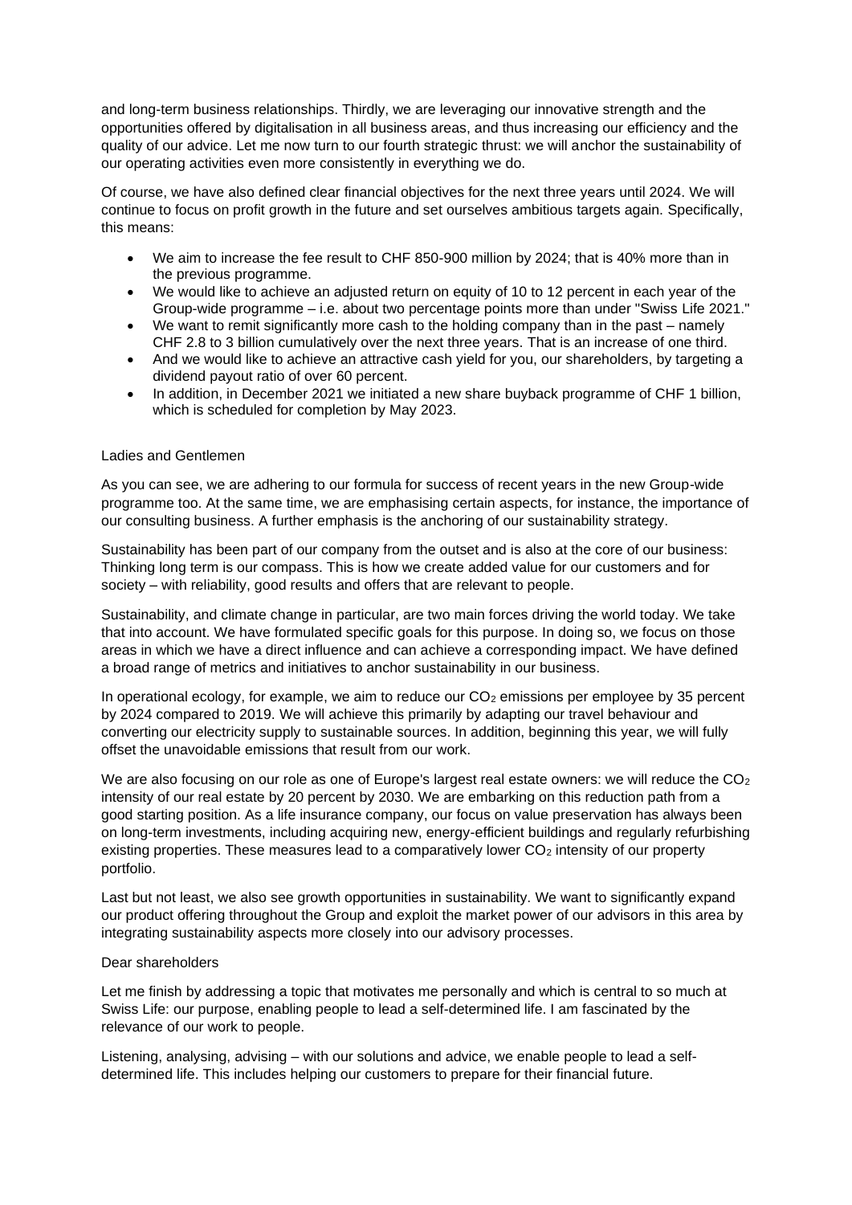and long-term business relationships. Thirdly, we are leveraging our innovative strength and the opportunities offered by digitalisation in all business areas, and thus increasing our efficiency and the quality of our advice. Let me now turn to our fourth strategic thrust: we will anchor the sustainability of our operating activities even more consistently in everything we do.

Of course, we have also defined clear financial objectives for the next three years until 2024. We will continue to focus on profit growth in the future and set ourselves ambitious targets again. Specifically, this means:

- We aim to increase the fee result to CHF 850-900 million by 2024; that is 40% more than in the previous programme.
- We would like to achieve an adjusted return on equity of 10 to 12 percent in each year of the Group-wide programme – i.e. about two percentage points more than under "Swiss Life 2021."
- We want to remit significantly more cash to the holding company than in the past – namely CHF 2.8 to 3 billion cumulatively over the next three years. That is an increase of one third.
- And we would like to achieve an attractive cash yield for you, our shareholders, by targeting a dividend payout ratio of over 60 percent.
- In addition, in December 2021 we initiated a new share buyback programme of CHF 1 billion, which is scheduled for completion by May 2023.

Ladies and Gentlemen

As you can see, we are adhering to our formula for success of recent years in the new Group-wide programme too. At the same time, we are emphasising certain aspects, for instance, the importance of our consulting business. A further emphasis is the anchoring of our sustainability strategy.

Sustainability has been part of our company from the outset and is also at the core of our business: Thinking long term is our compass. This is how we create added value for our customers and for society – with reliability, good results and offers that are relevant to people.

Sustainability, and climate change in particular, are two main forces driving the world today. We take that into account. We have formulated specific goals for this purpose. In doing so, we focus on those areas in which we have a direct influence and can achieve a corresponding impact. We have defined a broad range of metrics and initiatives to anchor sustainability in our business.

In operational ecology, for example, we aim to reduce our $CO_2$ emissions per employee by 35 percent by 2024 compared to 2019. We will achieve this primarily by adapting our travel behaviour and converting our electricity supply to sustainable sources. In addition, beginning this year, we will fully offset the unavoidable emissions that result from our work.

We are also focusing on our role as one of Europe's largest real estate owners: we will reduce the $CO_2$ intensity of our real estate by 20 percent by 2030. We are embarking on this reduction path from a good starting position. As a life insurance company, our focus on value preservation has always been on long-term investments, including acquiring new, energy-efficient buildings and regularly refurbishing existing properties. These measures lead to a comparatively lower $CO_2$ intensity of our property portfolio.

Last but not least, we also see growth opportunities in sustainability. We want to significantly expand our product offering throughout the Group and exploit the market power of our advisors in this area by integrating sustainability aspects more closely into our advisory processes.

Dear shareholders

Let me finish by addressing a topic that motivates me personally and which is central to so much at Swiss Life: our purpose, enabling people to lead a self-determined life. I am fascinated by the relevance of our work to people.

Listening, analysing, advising – with our solutions and advice, we enable people to lead a self-determined life. This includes helping our customers to prepare for their financial future.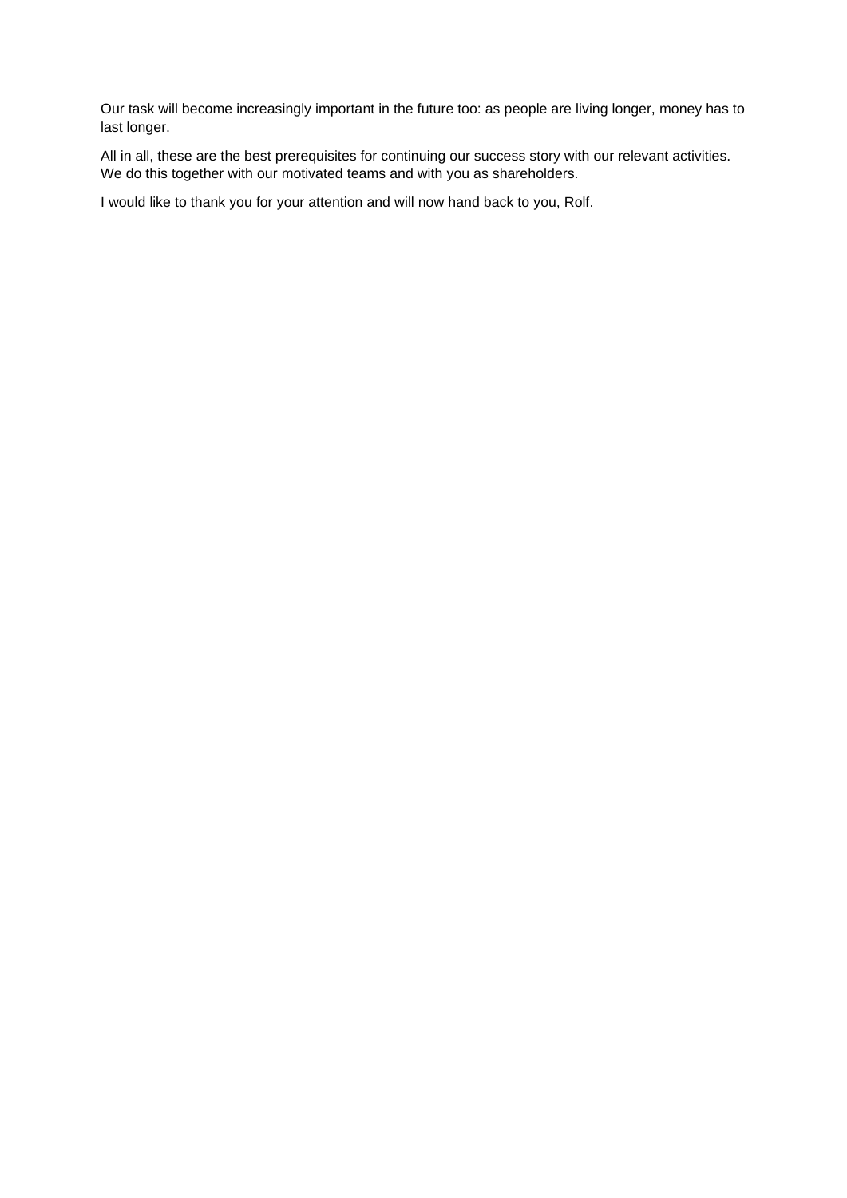Our task will become increasingly important in the future too: as people are living longer, money has to last longer.

All in all, these are the best prerequisites for continuing our success story with our relevant activities. We do this together with our motivated teams and with you as shareholders.

I would like to thank you for your attention and will now hand back to you, Rolf.